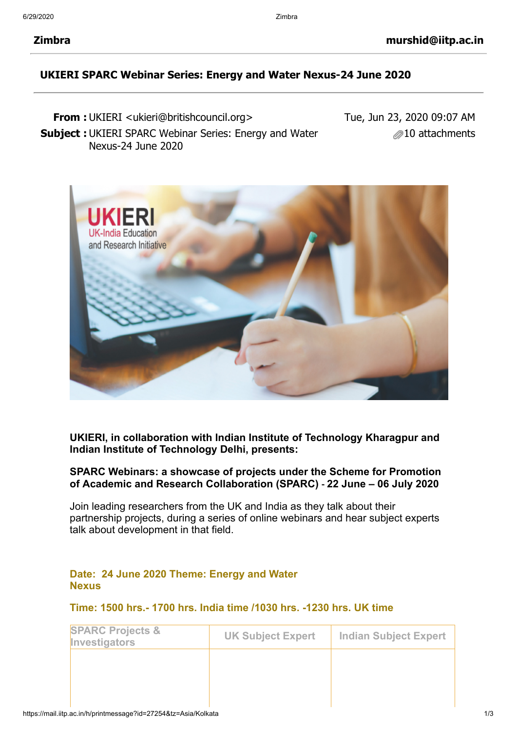**Zimbra** **murshid@iitp.ac.in**

# UKIERI SPARC Webinar Series: Energy and Water Nexus-24 June 2020

**From :** UKIERI <ukieri@britishcouncil.org> Tue, Jun 23, 2020 09:07 AM

**Subject :** UKIERI SPARC Webinar Series: Energy and Water Nexus-24 June 2020 10 attachments

**UKIERI, in collaboration with Indian Institute of Technology Kharagpur and Indian Institute of Technology Delhi, presents:**

**SPARC Webinars: a showcase of projects under the Scheme for Promotion of Academic and Research Collaboration (SPARC) - 22 June – 06 July 2020**

Join leading researchers from the UK and India as they talk about their partnership projects, during a series of online webinars and hear subject experts talk about development in that field.

**Date: 24 June 2020 Theme: Energy and Water Nexus**

**Time: 1500 hrs.- 1700 hrs. India time /1030 hrs. -1230 hrs. UK time**

| SPARC Projects & Investigators | UK Subject Expert | Indian Subject Expert |
|---|---|---|
| | | |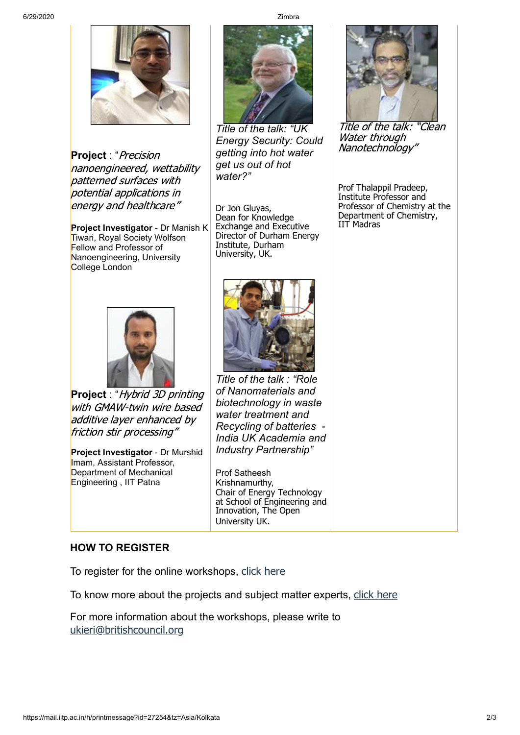**Project** : "*Precision nanoengineered, wettability patterned surfaces with potential applications in energy and healthcare"*

**Project Investigator** - Dr Manish K Tiwari, Royal Society Wolfson Fellow and Professor of Nanoengineering, University College London

*Title of the talk: "UK Energy Security: Could getting into hot water get us out of hot water?"*

Dr Jon Gluyas, Dean for Knowledge Exchange and Executive Director of Durham Energy Institute, Durham University, UK.

*Title of the talk: "Clean Water through Nanotechnology"*

Prof Thalappil Pradeep, Institute Professor and Professor of Chemistry at the Department of Chemistry, IIT Madras

**Project** : "*Hybrid 3D printing with GMAW-twin wire based additive layer enhanced by friction stir processing"*

**Project Investigator** - Dr Murshid Imam, Assistant Professor, Department of Mechanical Engineering , IIT Patna

*Title of the talk : "Role of Nanomaterials and biotechnology in waste water treatment and Recycling of batteries - India UK Academia and Industry Partnership"*

Prof Satheesh Krishnamurthy, Chair of Energy Technology at School of Engineering and Innovation, The Open University UK**.**

**HOW TO REGISTER**

To register for the online workshops, click here

To know more about the projects and subject matter experts, click here

For more information about the workshops, please write to ukieri@britishcouncil.org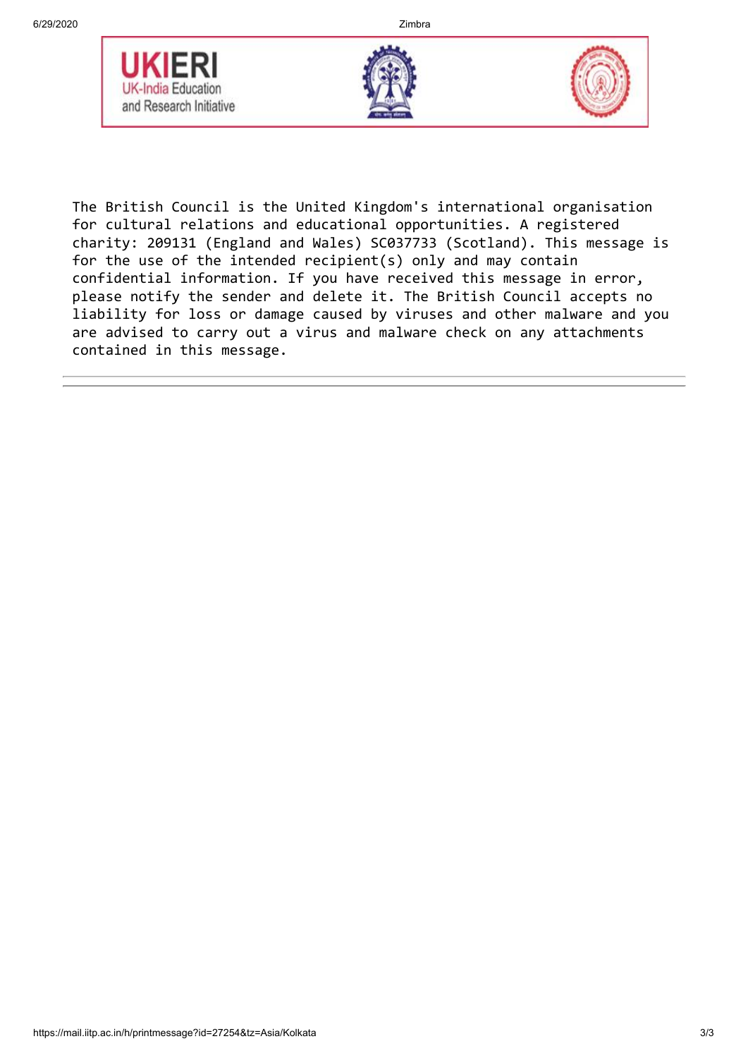UKIERI
UK-India Education
and Research Initiative

The British Council is the United Kingdom's international organisation for cultural relations and educational opportunities. A registered charity: 209131 (England and Wales) SC037733 (Scotland). This message is for the use of the intended recipient(s) only and may contain confidential information. If you have received this message in error, please notify the sender and delete it. The British Council accepts no liability for loss or damage caused by viruses and other malware and you are advised to carry out a virus and malware check on any attachments contained in this message.

---